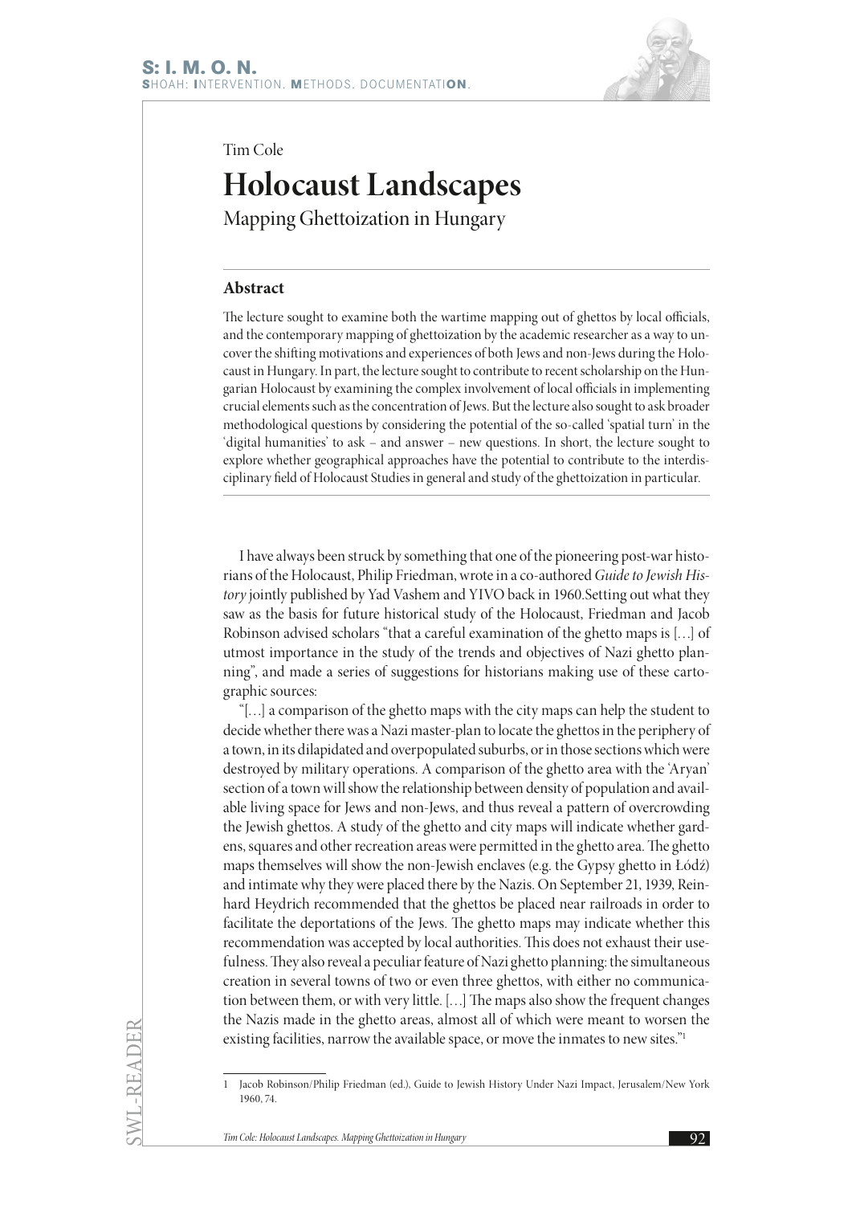Tim Cole

# Holocaust Landscapes

## Mapping Ghettoization in Hungary

### Abstract

The lecture sought to examine both the wartime mapping out of ghettos by local officials, and the contemporary mapping of ghettoization by the academic researcher as a way to uncover the shifting motivations and experiences of both Jews and non-Jews during the Holocaust in Hungary. In part, the lecture sought to contribute to recent scholarship on the Hungarian Holocaust by examining the complex involvement of local officials in implementing crucial elements such as the concentration of Jews. But the lecture also sought to ask broader methodological questions by considering the potential of the so-called 'spatial turn' in the 'digital humanities' to ask – and answer – new questions. In short, the lecture sought to explore whether geographical approaches have the potential to contribute to the interdisciplinary field of Holocaust Studies in general and study of the ghettoization in particular.

---

I have always been struck by something that one of the pioneering post-war historians of the Holocaust, Philip Friedman, wrote in a co-authored *Guide to Jewish History* jointly published by Yad Vashem and YIVO back in 1960.Setting out what they saw as the basis for future historical study of the Holocaust, Friedman and Jacob Robinson advised scholars "that a careful examination of the ghetto maps is […] of utmost importance in the study of the trends and objectives of Nazi ghetto planning", and made a series of suggestions for historians making use of these cartographic sources:

"[…] a comparison of the ghetto maps with the city maps can help the student to decide whether there was a Nazi master-plan to locate the ghettos in the periphery of a town, in its dilapidated and overpopulated suburbs, or in those sections which were destroyed by military operations. A comparison of the ghetto area with the 'Aryan' section of a town will show the relationship between density of population and available living space for Jews and non-Jews, and thus reveal a pattern of overcrowding the Jewish ghettos. A study of the ghetto and city maps will indicate whether gardens, squares and other recreation areas were permitted in the ghetto area. The ghetto maps themselves will show the non-Jewish enclaves (e.g. the Gypsy ghetto in Łódź) and intimate why they were placed there by the Nazis. On September 21, 1939, Reinhard Heydrich recommended that the ghettos be placed near railroads in order to facilitate the deportations of the Jews. The ghetto maps may indicate whether this recommendation was accepted by local authorities. This does not exhaust their usefulness. They also reveal a peculiar feature of Nazi ghetto planning: the simultaneous creation in several towns of two or even three ghettos, with either no communication between them, or with very little. […] The maps also show the frequent changes the Nazis made in the ghetto areas, almost all of which were meant to worsen the existing facilities, narrow the available space, or move the inmates to new sites."[1]

---

1 Jacob Robinson/Philip Friedman (ed.), Guide to Jewish History Under Nazi Impact, Jerusalem/New York 1960, 74.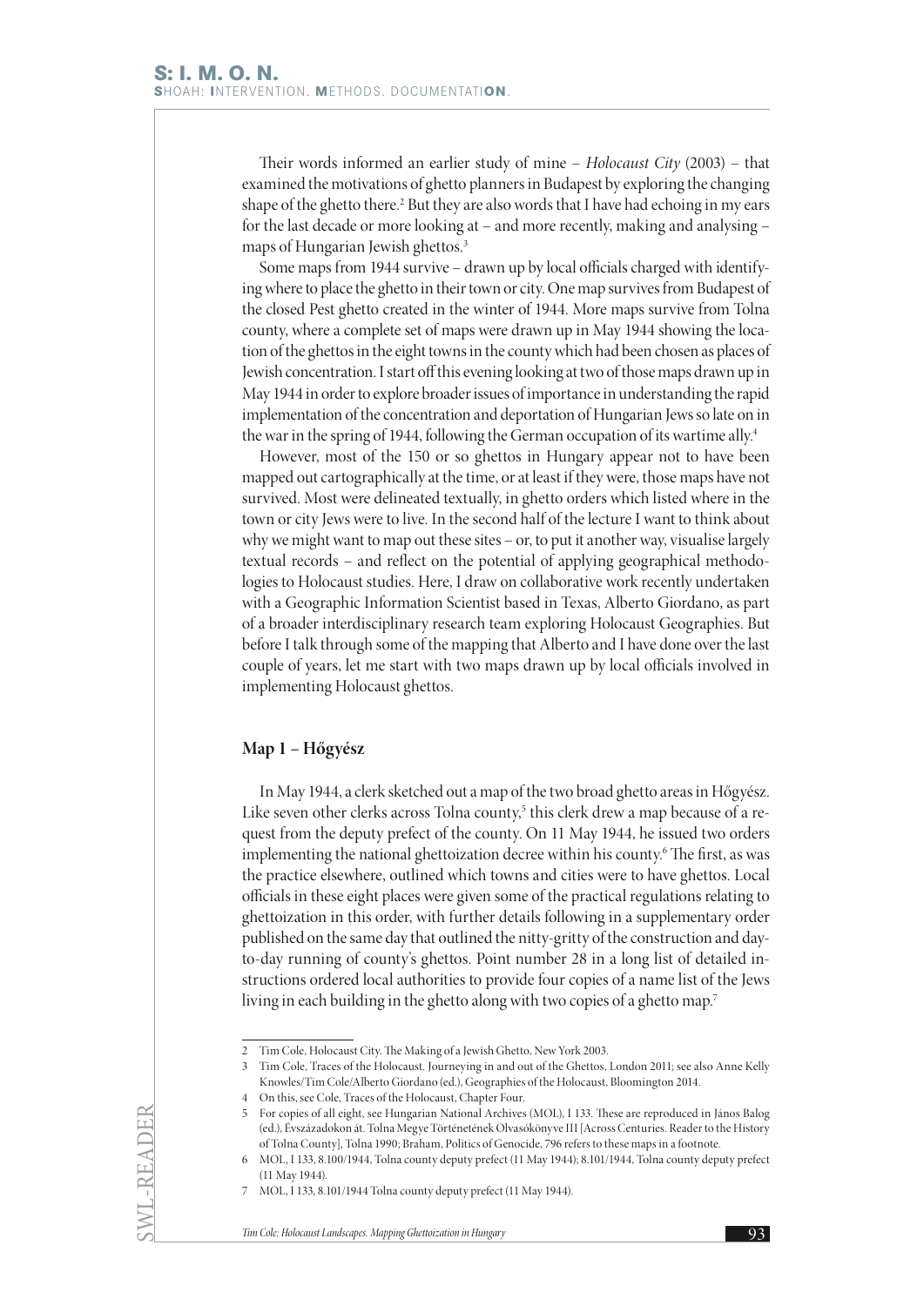Their words informed an earlier study of mine – *Holocaust City* (2003) – that examined the motivations of ghetto planners in Budapest by exploring the changing shape of the ghetto there.[2] But they are also words that I have had echoing in my ears for the last decade or more looking at – and more recently, making and analysing – maps of Hungarian Jewish ghettos.[3]

Some maps from 1944 survive – drawn up by local officials charged with identifying where to place the ghetto in their town or city. One map survives from Budapest of the closed Pest ghetto created in the winter of 1944. More maps survive from Tolna county, where a complete set of maps were drawn up in May 1944 showing the location of the ghettos in the eight towns in the county which had been chosen as places of Jewish concentration. I start off this evening looking at two of those maps drawn up in May 1944 in order to explore broader issues of importance in understanding the rapid implementation of the concentration and deportation of Hungarian Jews so late on in the war in the spring of 1944, following the German occupation of its wartime ally.[4]

However, most of the 150 or so ghettos in Hungary appear not to have been mapped out cartographically at the time, or at least if they were, those maps have not survived. Most were delineated textually, in ghetto orders which listed where in the town or city Jews were to live. In the second half of the lecture I want to think about why we might want to map out these sites – or, to put it another way, visualise largely textual records – and reflect on the potential of applying geographical methodologies to Holocaust studies. Here, I draw on collaborative work recently undertaken with a Geographic Information Scientist based in Texas, Alberto Giordano, as part of a broader interdisciplinary research team exploring Holocaust Geographies. But before I talk through some of the mapping that Alberto and I have done over the last couple of years, let me start with two maps drawn up by local officials involved in implementing Holocaust ghettos.

### Map 1 – Hőgyész

In May 1944, a clerk sketched out a map of the two broad ghetto areas in Hőgyész. Like seven other clerks across Tolna county,[5] this clerk drew a map because of a request from the deputy prefect of the county. On 11 May 1944, he issued two orders implementing the national ghettoization decree within his county.[6] The first, as was the practice elsewhere, outlined which towns and cities were to have ghettos. Local officials in these eight places were given some of the practical regulations relating to ghettoization in this order, with further details following in a supplementary order published on the same day that outlined the nitty-gritty of the construction and day-to-day running of county's ghettos. Point number 28 in a long list of detailed instructions ordered local authorities to provide four copies of a name list of the Jews living in each building in the ghetto along with two copies of a ghetto map.[7]

---

2 Tim Cole, Holocaust City. The Making of a Jewish Ghetto, New York 2003.

3 Tim Cole, Traces of the Holocaust. Journeying in and out of the Ghettos, London 2011; see also Anne Kelly Knowles/Tim Cole/Alberto Giordano (ed.), Geographies of the Holocaust, Bloomington 2014.

4 On this, see Cole, Traces of the Holocaust, Chapter Four.

5 For copies of all eight, see Hungarian National Archives (MOL), I 133. These are reproduced in János Balog (ed.), Évszázadokon át. Tolna Megye Történetének Olvasókönyve III [Across Centuries. Reader to the History of Tolna County], Tolna 1990; Braham, Politics of Genocide, 796 refers to these maps in a footnote.

6 MOL, I 133, 8.100/1944, Tolna county deputy prefect (11 May 1944); 8.101/1944, Tolna county deputy prefect (11 May 1944).

7 MOL, I 133, 8.101/1944 Tolna county deputy prefect (11 May 1944).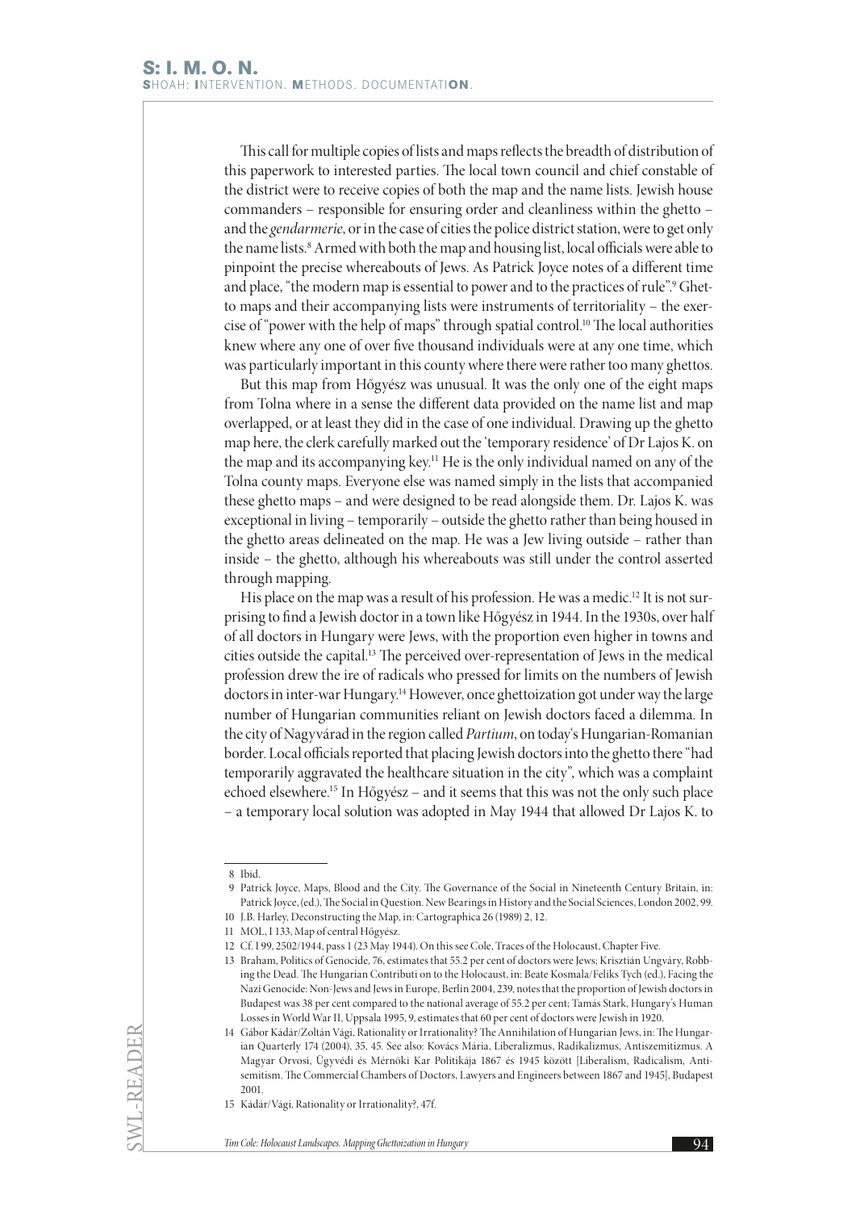This call for multiple copies of lists and maps reflects the breadth of distribution of this paperwork to interested parties. The local town council and chief constable of the district were to receive copies of both the map and the name lists. Jewish house commanders – responsible for ensuring order and cleanliness within the ghetto – and the *gendarmerie*, or in the case of cities the police district station, were to get only the name lists.[8] Armed with both the map and housing list, local officials were able to pinpoint the precise whereabouts of Jews. As Patrick Joyce notes of a different time and place, "the modern map is essential to power and to the practices of rule".[9] Ghetto maps and their accompanying lists were instruments of territoriality – the exercise of "power with the help of maps" through spatial control.[10] The local authorities knew where any one of over five thousand individuals were at any one time, which was particularly important in this county where there were rather too many ghettos.

But this map from Hőgyész was unusual. It was the only one of the eight maps from Tolna where in a sense the different data provided on the name list and map overlapped, or at least they did in the case of one individual. Drawing up the ghetto map here, the clerk carefully marked out the 'temporary residence' of Dr Lajos K. on the map and its accompanying key.[11] He is the only individual named on any of the Tolna county maps. Everyone else was named simply in the lists that accompanied these ghetto maps – and were designed to be read alongside them. Dr. Lajos K. was exceptional in living – temporarily – outside the ghetto rather than being housed in the ghetto areas delineated on the map. He was a Jew living outside – rather than inside – the ghetto, although his whereabouts was still under the control asserted through mapping.

His place on the map was a result of his profession. He was a medic.[12] It is not surprising to find a Jewish doctor in a town like Hőgyész in 1944. In the 1930s, over half of all doctors in Hungary were Jews, with the proportion even higher in towns and cities outside the capital.[13] The perceived over-representation of Jews in the medical profession drew the ire of radicals who pressed for limits on the numbers of Jewish doctors in inter-war Hungary.[14] However, once ghettoization got under way the large number of Hungarian communities reliant on Jewish doctors faced a dilemma. In the city of Nagyvárad in the region called *Partium*, on today's Hungarian-Romanian border. Local officials reported that placing Jewish doctors into the ghetto there "had temporarily aggravated the healthcare situation in the city", which was a complaint echoed elsewhere.[15] In Hőgyész – and it seems that this was not the only such place – a temporary local solution was adopted in May 1944 that allowed Dr Lajos K. to

---

8 Ibid.

9 Patrick Joyce, Maps, Blood and the City. The Governance of the Social in Nineteenth Century Britain, in: Patrick Joyce, (ed.), The Social in Question. New Bearings in History and the Social Sciences, London 2002, 99.

10 J.B. Harley, Deconstructing the Map, in: Cartographica 26 (1989) 2, 12.

11 MOL, I 133, Map of central Hőgyész.

12 Cf. I 99, 2502/1944, pass 1 (23 May 1944). On this see Cole, Traces of the Holocaust, Chapter Five.

13 Braham, Politics of Genocide, 76, estimates that 55.2 per cent of doctors were Jews; Krisztián Ungváry, Robbing the Dead. The Hungarian Contributi on to the Holocaust, in: Beate Kosmala/Feliks Tych (ed.), Facing the Nazi Genocide: Non-Jews and Jews in Europe, Berlin 2004, 239, notes that the proportion of Jewish doctors in Budapest was 38 per cent compared to the national average of 55.2 per cent; Tamás Stark, Hungary's Human Losses in World War II, Uppsala 1995, 9, estimates that 60 per cent of doctors were Jewish in 1920.

14 Gábor Kádár/Zoltán Vági, Rationality or Irrationality? The Annihilation of Hungarian Jews, in: The Hungarian Quarterly 174 (2004), 35, 45. See also: Kovács Mária, Liberalizmus, Radikalizmus, Antiszemitizmus. A Magyar Orvosi, Ügyvédi és Mérnöki Kar Politikája 1867 és 1945 között [Liberalism, Radicalism, Antisemitism. The Commercial Chambers of Doctors, Lawyers and Engineers between 1867 and 1945], Budapest 2001.

15 Kádár/Vági, Rationality or Irrationality?, 47f.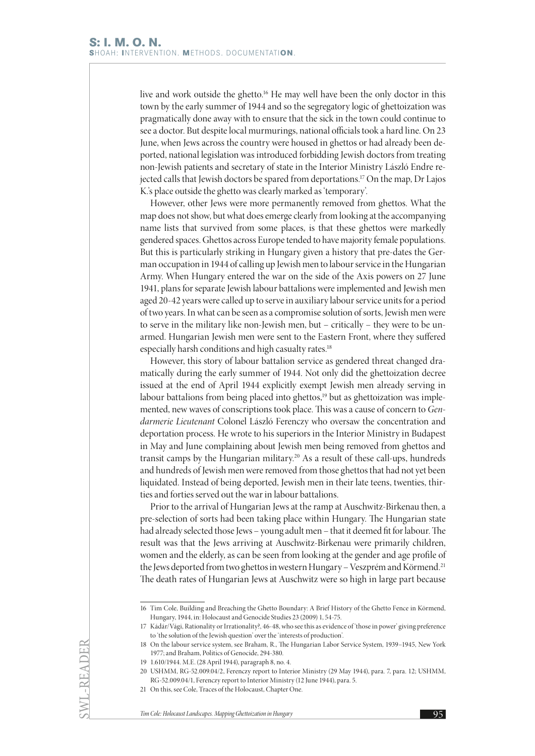live and work outside the ghetto.[16] He may well have been the only doctor in this town by the early summer of 1944 and so the segregatory logic of ghettoization was pragmatically done away with to ensure that the sick in the town could continue to see a doctor. But despite local murmurings, national officials took a hard line. On 23 June, when Jews across the country were housed in ghettos or had already been deported, national legislation was introduced forbidding Jewish doctors from treating non-Jewish patients and secretary of state in the Interior Ministry László Endre rejected calls that Jewish doctors be spared from deportations.[17] On the map, Dr Lajos K.'s place outside the ghetto was clearly marked as 'temporary'.

However, other Jews were more permanently removed from ghettos. What the map does not show, but what does emerge clearly from looking at the accompanying name lists that survived from some places, is that these ghettos were markedly gendered spaces. Ghettos across Europe tended to have majority female populations. But this is particularly striking in Hungary given a history that pre-dates the German occupation in 1944 of calling up Jewish men to labour service in the Hungarian Army. When Hungary entered the war on the side of the Axis powers on 27 June 1941, plans for separate Jewish labour battalions were implemented and Jewish men aged 20-42 years were called up to serve in auxiliary labour service units for a period of two years. In what can be seen as a compromise solution of sorts, Jewish men were to serve in the military like non-Jewish men, but – critically – they were to be unarmed. Hungarian Jewish men were sent to the Eastern Front, where they suffered especially harsh conditions and high casualty rates.[18]

However, this story of labour battalion service as gendered threat changed dramatically during the early summer of 1944. Not only did the ghettoization decree issued at the end of April 1944 explicitly exempt Jewish men already serving in labour battalions from being placed into ghettos,[19] but as ghettoization was implemented, new waves of conscriptions took place. This was a cause of concern to *Gendarmerie Lieutenant* Colonel László Ferenczy who oversaw the concentration and deportation process. He wrote to his superiors in the Interior Ministry in Budapest in May and June complaining about Jewish men being removed from ghettos and transit camps by the Hungarian military.[20] As a result of these call-ups, hundreds and hundreds of Jewish men were removed from those ghettos that had not yet been liquidated. Instead of being deported, Jewish men in their late teens, twenties, thirties and forties served out the war in labour battalions.

Prior to the arrival of Hungarian Jews at the ramp at Auschwitz-Birkenau then, a pre-selection of sorts had been taking place within Hungary. The Hungarian state had already selected those Jews – young adult men – that it deemed fit for labour. The result was that the Jews arriving at Auschwitz-Birkenau were primarily children, women and the elderly, as can be seen from looking at the gender and age profile of the Jews deported from two ghettos in western Hungary – Veszprém and Körmend.[21] The death rates of Hungarian Jews at Auschwitz were so high in large part because

---

16 Tim Cole, Building and Breaching the Ghetto Boundary: A Brief History of the Ghetto Fence in Körmend, Hungary, 1944, in: Holocaust and Genocide Studies 23 (2009) 1, 54-75.

17 Kádár/Vági, Rationality or Irrationality?, 46-48, who see this as evidence of 'those in power' giving preference to 'the solution of the Jewish question' over the 'interests of production'.

18 On the labour service system, see Braham, R., The Hungarian Labor Service System, 1939–1945, New York 1977; and Braham, Politics of Genocide, 294-380.

19 1.610/1944. M.E. (28 April 1944), paragraph 8, no. 4.

20 USHMM, RG-52.009.04/2, Ferenczy report to Interior Ministry (29 May 1944), para. 7, para. 12; USHMM, RG-52.009.04/1, Ferenczy report to Interior Ministry (12 June 1944), para. 5.

21 On this, see Cole, Traces of the Holocaust, Chapter One.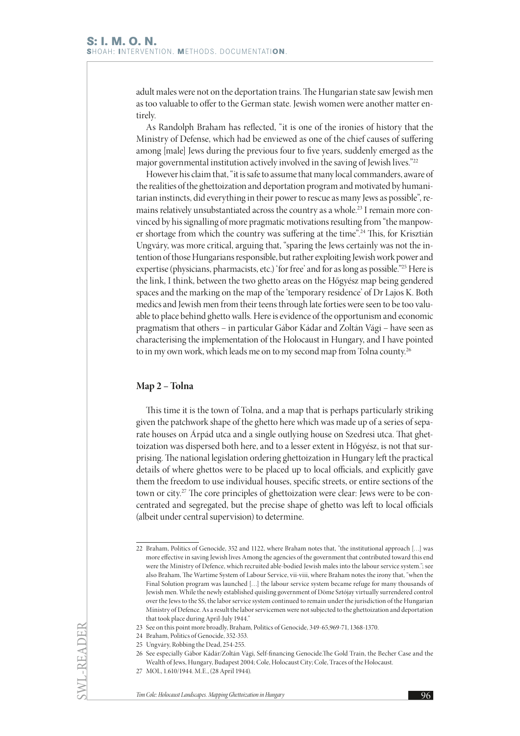adult males were not on the deportation trains. The Hungarian state saw Jewish men as too valuable to offer to the German state. Jewish women were another matter entirely.

As Randolph Braham has reflected, "it is one of the ironies of history that the Ministry of Defense, which had be enviewed as one of the chief causes of suffering among [male] Jews during the previous four to five years, suddenly emerged as the major governmental institution actively involved in the saving of Jewish lives."[22]

However his claim that, "it is safe to assume that many local commanders, aware of the realities of the ghettoization and deportation program and motivated by humanitarian instincts, did everything in their power to rescue as many Jews as possible", remains relatively unsubstantiated across the country as a whole.[23] I remain more convinced by his signalling of more pragmatic motivations resulting from "the manpower shortage from which the country was suffering at the time".[24] This, for Krisztián Ungváry, was more critical, arguing that, "sparing the Jews certainly was not the intention of those Hungarians responsible, but rather exploiting Jewish work power and expertise (physicians, pharmacists, etc.) 'for free' and for as long as possible."[25] Here is the link, I think, between the two ghetto areas on the Hőgyész map being gendered spaces and the marking on the map of the 'temporary residence' of Dr Lajos K. Both medics and Jewish men from their teens through late forties were seen to be too valuable to place behind ghetto walls. Here is evidence of the opportunism and economic pragmatism that others – in particular Gábor Kádár and Zoltán Vági – have seen as characterising the implementation of the Holocaust in Hungary, and I have pointed to in my own work, which leads me on to my second map from Tolna county.[26]

### Map 2 – Tolna

This time it is the town of Tolna, and a map that is perhaps particularly striking given the patchwork shape of the ghetto here which was made up of a series of separate houses on Árpád utca and a single outlying house on Szedresi utca. That ghettoization was dispersed both here, and to a lesser extent in Hőgyész, is not that surprising. The national legislation ordering ghettoization in Hungary left the practical details of where ghettos were to be placed up to local officials, and explicitly gave them the freedom to use individual houses, specific streets, or entire sections of the town or city.[27] The core principles of ghettoization were clear: Jews were to be concentrated and segregated, but the precise shape of ghetto was left to local officials (albeit under central supervision) to determine.

---

22 Braham, Politics of Genocide, 352 and 1122, where Braham notes that, "the institutional approach […] was more effective in saving Jewish lives Among the agencies of the government that contributed toward this end were the Ministry of Defence, which recruited able-bodied Jewish males into the labour service system."; see also Braham, The Wartime System of Labour Service, vii-viii, where Braham notes the irony that, "when the Final Solution program was launched […] the labour service system became refuge for many thousands of Jewish men. While the newly established quisling government of Döme Sztójay virtually surrendered control over the Jews to the SS, the labor service system continued to remain under the jurisdiction of the Hungarian Ministry of Defence. As a result the labor servicemen were not subjected to the ghettoization and deportation that took place during April-July 1944."

23 See on this point more broadly, Braham, Politics of Genocide, 349-65,969-71, 1368-1370.

24 Braham, Politics of Genocide, 352-353.

25 Ungváry, Robbing the Dead, 254-255.

26 See especially Gábor Kádár/Zoltán Vági, Self-financing Genocide.The Gold Train, the Becher Case and the Wealth of Jews, Hungary, Budapest 2004; Cole, Holocaust City; Cole, Traces of the Holocaust.

27 MOL, 1.610/1944. M.E., (28 April 1944).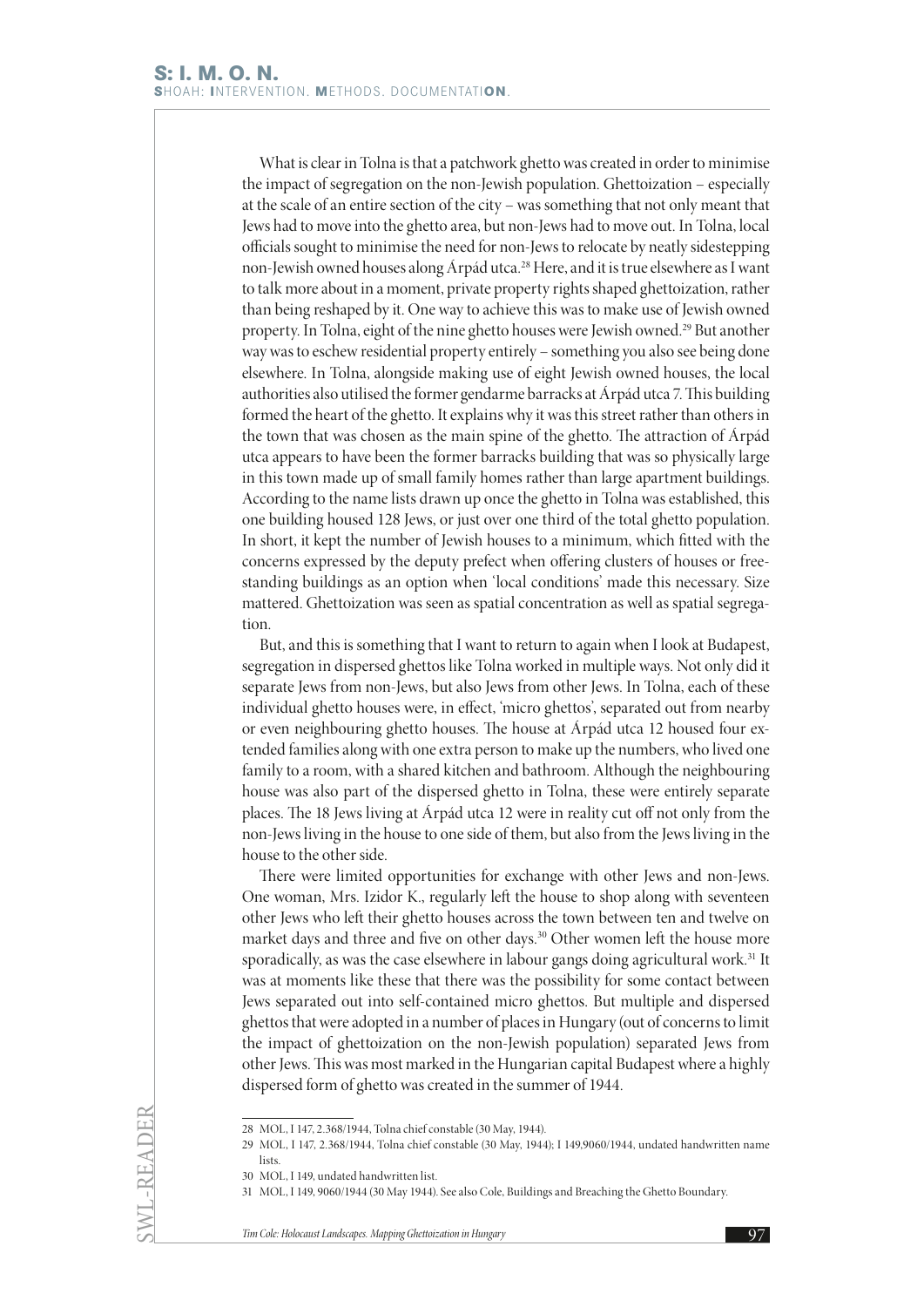What is clear in Tolna is that a patchwork ghetto was created in order to minimise the impact of segregation on the non-Jewish population. Ghettoization – especially at the scale of an entire section of the city – was something that not only meant that Jews had to move into the ghetto area, but non-Jews had to move out. In Tolna, local officials sought to minimise the need for non-Jews to relocate by neatly sidestepping non-Jewish owned houses along Árpád utca.[28] Here, and it is true elsewhere as I want to talk more about in a moment, private property rights shaped ghettoization, rather than being reshaped by it. One way to achieve this was to make use of Jewish owned property. In Tolna, eight of the nine ghetto houses were Jewish owned.[29] But another way was to eschew residential property entirely – something you also see being done elsewhere. In Tolna, alongside making use of eight Jewish owned houses, the local authorities also utilised the former gendarme barracks at Árpád utca 7. This building formed the heart of the ghetto. It explains why it was this street rather than others in the town that was chosen as the main spine of the ghetto. The attraction of Árpád utca appears to have been the former barracks building that was so physically large in this town made up of small family homes rather than large apartment buildings. According to the name lists drawn up once the ghetto in Tolna was established, this one building housed 128 Jews, or just over one third of the total ghetto population. In short, it kept the number of Jewish houses to a minimum, which fitted with the concerns expressed by the deputy prefect when offering clusters of houses or free-standing buildings as an option when 'local conditions' made this necessary. Size mattered. Ghettoization was seen as spatial concentration as well as spatial segregation.

But, and this is something that I want to return to again when I look at Budapest, segregation in dispersed ghettos like Tolna worked in multiple ways. Not only did it separate Jews from non-Jews, but also Jews from other Jews. In Tolna, each of these individual ghetto houses were, in effect, 'micro ghettos', separated out from nearby or even neighbouring ghetto houses. The house at Árpád utca 12 housed four extended families along with one extra person to make up the numbers, who lived one family to a room, with a shared kitchen and bathroom. Although the neighbouring house was also part of the dispersed ghetto in Tolna, these were entirely separate places. The 18 Jews living at Árpád utca 12 were in reality cut off not only from the non-Jews living in the house to one side of them, but also from the Jews living in the house to the other side.

There were limited opportunities for exchange with other Jews and non-Jews. One woman, Mrs. Izidor K., regularly left the house to shop along with seventeen other Jews who left their ghetto houses across the town between ten and twelve on market days and three and five on other days.[30] Other women left the house more sporadically, as was the case elsewhere in labour gangs doing agricultural work.[31] It was at moments like these that there was the possibility for some contact between Jews separated out into self-contained micro ghettos. But multiple and dispersed ghettos that were adopted in a number of places in Hungary (out of concerns to limit the impact of ghettoization on the non-Jewish population) separated Jews from other Jews. This was most marked in the Hungarian capital Budapest where a highly dispersed form of ghetto was created in the summer of 1944.

---

28 MOL, I 147, 2.368/1944, Tolna chief constable (30 May, 1944).

29 MOL, I 147, 2.368/1944, Tolna chief constable (30 May, 1944); I 149,9060/1944, undated handwritten name lists.

30 MOL, I 149, undated handwritten list.

31 MOL, I 149, 9060/1944 (30 May 1944). See also Cole, Buildings and Breaching the Ghetto Boundary.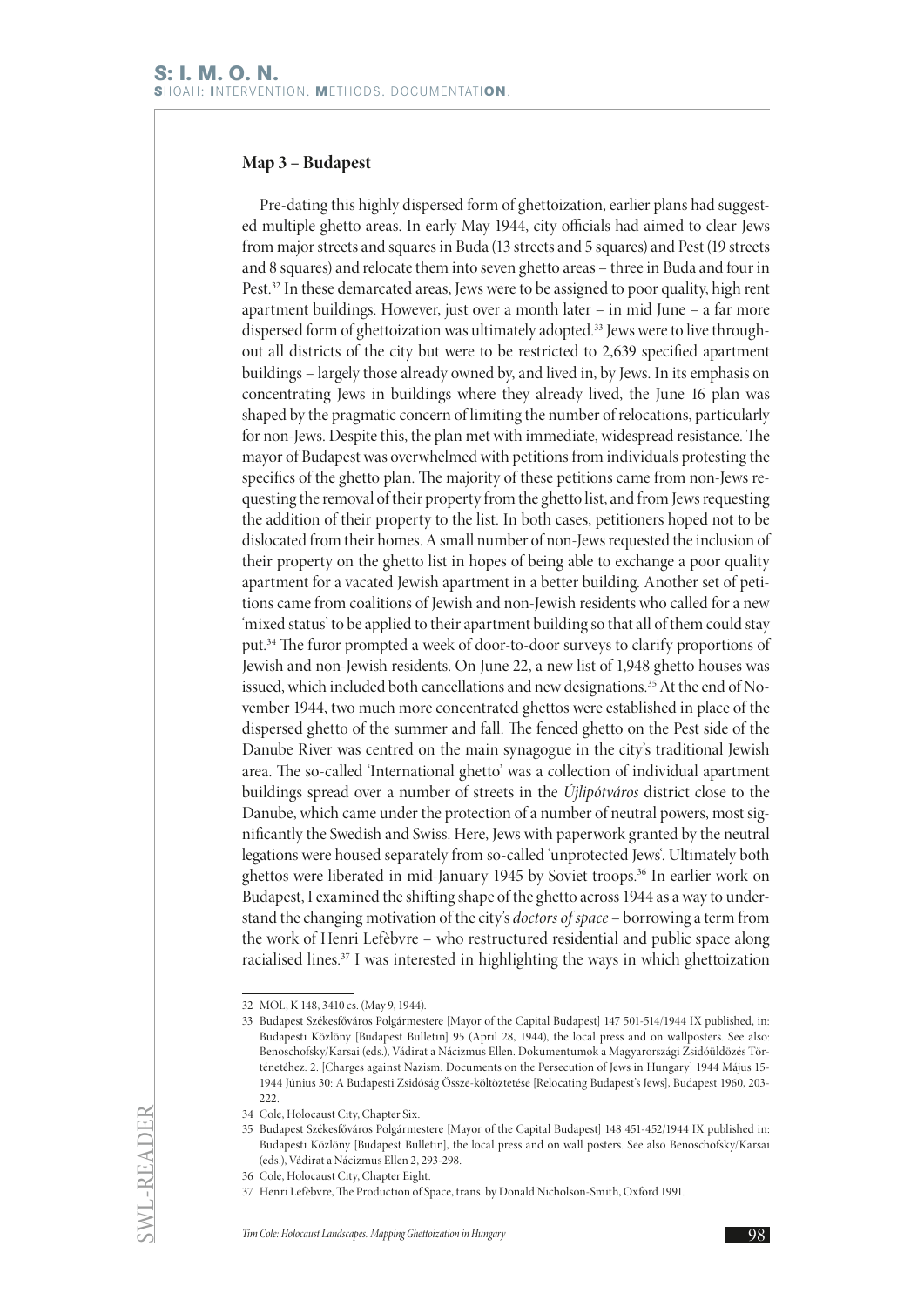### Map 3 – Budapest

Pre-dating this highly dispersed form of ghettoization, earlier plans had suggested multiple ghetto areas. In early May 1944, city officials had aimed to clear Jews from major streets and squares in Buda (13 streets and 5 squares) and Pest (19 streets and 8 squares) and relocate them into seven ghetto areas – three in Buda and four in Pest.[32] In these demarcated areas, Jews were to be assigned to poor quality, high rent apartment buildings. However, just over a month later – in mid June – a far more dispersed form of ghettoization was ultimately adopted.[33] Jews were to live throughout all districts of the city but were to be restricted to 2,639 specified apartment buildings – largely those already owned by, and lived in, by Jews. In its emphasis on concentrating Jews in buildings where they already lived, the June 16 plan was shaped by the pragmatic concern of limiting the number of relocations, particularly for non-Jews. Despite this, the plan met with immediate, widespread resistance. The mayor of Budapest was overwhelmed with petitions from individuals protesting the specifics of the ghetto plan. The majority of these petitions came from non-Jews requesting the removal of their property from the ghetto list, and from Jews requesting the addition of their property to the list. In both cases, petitioners hoped not to be dislocated from their homes. A small number of non-Jews requested the inclusion of their property on the ghetto list in hopes of being able to exchange a poor quality apartment for a vacated Jewish apartment in a better building. Another set of petitions came from coalitions of Jewish and non-Jewish residents who called for a new 'mixed status' to be applied to their apartment building so that all of them could stay put.[34] The furor prompted a week of door-to-door surveys to clarify proportions of Jewish and non-Jewish residents. On June 22, a new list of 1,948 ghetto houses was issued, which included both cancellations and new designations.[35] At the end of November 1944, two much more concentrated ghettos were established in place of the dispersed ghetto of the summer and fall. The fenced ghetto on the Pest side of the Danube River was centred on the main synagogue in the city's traditional Jewish area. The so-called 'International ghetto' was a collection of individual apartment buildings spread over a number of streets in the *Újlipótváros* district close to the Danube, which came under the protection of a number of neutral powers, most significantly the Swedish and Swiss. Here, Jews with paperwork granted by the neutral legations were housed separately from so-called 'unprotected Jews'. Ultimately both ghettos were liberated in mid-January 1945 by Soviet troops.[36] In earlier work on Budapest, I examined the shifting shape of the ghetto across 1944 as a way to understand the changing motivation of the city's *doctors of space* – borrowing a term from the work of Henri Lefèbvre – who restructured residential and public space along racialised lines.[37] I was interested in highlighting the ways in which ghettoization

---

32 MOL, K 148, 3410 cs. (May 9, 1944).

33 Budapest Székesfőváros Polgármestere [Mayor of the Capital Budapest] 147 501-514/1944 IX published, in: Budapesti Közlöny [Budapest Bulletin] 95 (April 28, 1944), the local press and on wallposters. See also: Benoschofsky/Karsai (eds.), Vádirat a Nácizmus Ellen. Dokumentumok a Magyarországi Zsidóüldözés Történetéhez. 2. [Charges against Nazism. Documents on the Persecution of Jews in Hungary] 1944 Május 15-1944 Június 30: A Budapesti Zsidóság Össze-költöztetése [Relocating Budapest's Jews], Budapest 1960, 203-222.

34 Cole, Holocaust City, Chapter Six.

35 Budapest Székesfőváros Polgármestere [Mayor of the Capital Budapest] 148 451-452/1944 IX published in: Budapesti Közlöny [Budapest Bulletin], the local press and on wall posters. See also Benoschofsky/Karsai (eds.), Vádirat a Nácizmus Ellen 2, 293-298.

36 Cole, Holocaust City, Chapter Eight.

37 Henri Lefèbvre, The Production of Space, trans. by Donald Nicholson-Smith, Oxford 1991.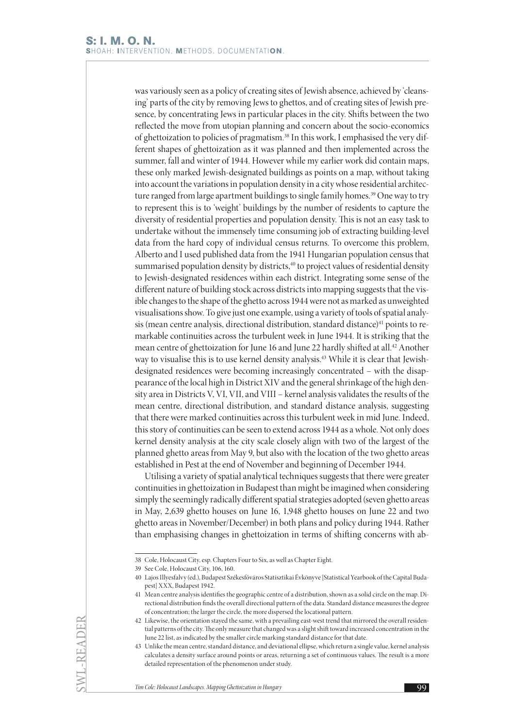was variously seen as a policy of creating sites of Jewish absence, achieved by 'cleansing' parts of the city by removing Jews to ghettos, and of creating sites of Jewish presence, by concentrating Jews in particular places in the city. Shifts between the two reflected the move from utopian planning and concern about the socio-economics of ghettoization to policies of pragmatism.[38] In this work, I emphasised the very different shapes of ghettoization as it was planned and then implemented across the summer, fall and winter of 1944. However while my earlier work did contain maps, these only marked Jewish-designated buildings as points on a map, without taking into account the variations in population density in a city whose residential architecture ranged from large apartment buildings to single family homes.[39] One way to try to represent this is to 'weight' buildings by the number of residents to capture the diversity of residential properties and population density. This is not an easy task to undertake without the immensely time consuming job of extracting building-level data from the hard copy of individual census returns. To overcome this problem, Alberto and I used published data from the 1941 Hungarian population census that summarised population density by districts,[40] to project values of residential density to Jewish-designated residences within each district. Integrating some sense of the different nature of building stock across districts into mapping suggests that the visible changes to the shape of the ghetto across 1944 were not as marked as unweighted visualisations show. To give just one example, using a variety of tools of spatial analysis (mean centre analysis, directional distribution, standard distance)[41] points to remarkable continuities across the turbulent week in June 1944. It is striking that the mean centre of ghettoization for June 16 and June 22 hardly shifted at all.[42] Another way to visualise this is to use kernel density analysis.[43] While it is clear that Jewish-designated residences were becoming increasingly concentrated – with the disappearance of the local high in District XIV and the general shrinkage of the high density area in Districts V, VI, VII, and VIII – kernel analysis validates the results of the mean centre, directional distribution, and standard distance analysis, suggesting that there were marked continuities across this turbulent week in mid June. Indeed, this story of continuities can be seen to extend across 1944 as a whole. Not only does kernel density analysis at the city scale closely align with two of the largest of the planned ghetto areas from May 9, but also with the location of the two ghetto areas established in Pest at the end of November and beginning of December 1944.

Utilising a variety of spatial analytical techniques suggests that there were greater continuities in ghettoization in Budapest than might be imagined when considering simply the seemingly radically different spatial strategies adopted (seven ghetto areas in May, 2,639 ghetto houses on June 16, 1,948 ghetto houses on June 22 and two ghetto areas in November/December) in both plans and policy during 1944. Rather than emphasising changes in ghettoization in terms of shifting concerns with ab-

---

38 Cole, Holocaust City, esp. Chapters Four to Six, as well as Chapter Eight.

39 See Cole, Holocaust City, 106, 160.

40 Lajos Illyesfalvy (ed.), Budapest Székesfőváros Statisztikai Évkönyve [Statistical Yearbook of the Capital Budapest] XXX, Budapest 1942.

41 Mean centre analysis identifies the geographic centre of a distribution, shown as a solid circle on the map. Directional distribution finds the overall directional pattern of the data. Standard distance measures the degree of concentration; the larger the circle, the more dispersed the locational pattern.

42 Likewise, the orientation stayed the same, with a prevailing east-west trend that mirrored the overall residential patterns of the city. The only measure that changed was a slight shift toward increased concentration in the June 22 list, as indicated by the smaller circle marking standard distance for that date.

43 Unlike the mean centre, standard distance, and deviational ellipse, which return a single value, kernel analysis calculates a density surface around points or areas, returning a set of continuous values. The result is a more detailed representation of the phenomenon under study.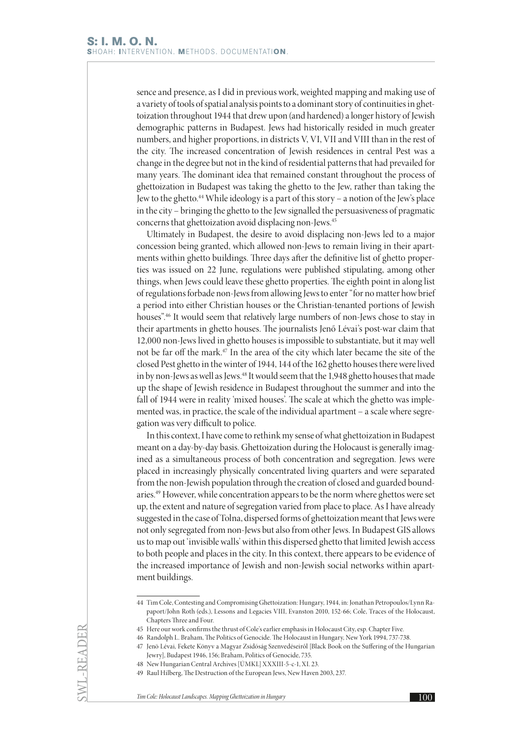sence and presence, as I did in previous work, weighted mapping and making use of a variety of tools of spatial analysis points to a dominant story of continuities in ghettoization throughout 1944 that drew upon (and hardened) a longer history of Jewish demographic patterns in Budapest. Jews had historically resided in much greater numbers, and higher proportions, in districts V, VI, VII and VIII than in the rest of the city. The increased concentration of Jewish residences in central Pest was a change in the degree but not in the kind of residential patterns that had prevailed for many years. The dominant idea that remained constant throughout the process of ghettoization in Budapest was taking the ghetto to the Jew, rather than taking the Jew to the ghetto.[44] While ideology is a part of this story – a notion of the Jew's place in the city – bringing the ghetto to the Jew signalled the persuasiveness of pragmatic concerns that ghettoization avoid displacing non-Jews.[45]

Ultimately in Budapest, the desire to avoid displacing non-Jews led to a major concession being granted, which allowed non-Jews to remain living in their apartments within ghetto buildings. Three days after the definitive list of ghetto properties was issued on 22 June, regulations were published stipulating, among other things, when Jews could leave these ghetto properties. The eighth point in along list of regulations forbade non-Jews from allowing Jews to enter "for no matter how brief a period into either Christian houses or the Christian-tenanted portions of Jewish houses".[46] It would seem that relatively large numbers of non-Jews chose to stay in their apartments in ghetto houses. The journalists Jenő Lévai's post-war claim that 12,000 non-Jews lived in ghetto houses is impossible to substantiate, but it may well not be far off the mark.[47] In the area of the city which later became the site of the closed Pest ghetto in the winter of 1944, 144 of the 162 ghetto houses there were lived in by non-Jews as well as Jews.[48] It would seem that the 1,948 ghetto houses that made up the shape of Jewish residence in Budapest throughout the summer and into the fall of 1944 were in reality 'mixed houses'. The scale at which the ghetto was implemented was, in practice, the scale of the individual apartment – a scale where segregation was very difficult to police.

In this context, I have come to rethink my sense of what ghettoization in Budapest meant on a day-by-day basis. Ghettoization during the Holocaust is generally imagined as a simultaneous process of both concentration and segregation. Jews were placed in increasingly physically concentrated living quarters and were separated from the non-Jewish population through the creation of closed and guarded boundaries.[49] However, while concentration appears to be the norm where ghettos were set up, the extent and nature of segregation varied from place to place. As I have already suggested in the case of Tolna, dispersed forms of ghettoization meant that Jews were not only segregated from non-Jews but also from other Jews. In Budapest GIS allows us to map out 'invisible walls' within this dispersed ghetto that limited Jewish access to both people and places in the city. In this context, there appears to be evidence of the increased importance of Jewish and non-Jewish social networks within apartment buildings.

---

44 Tim Cole, Contesting and Compromising Ghettoization: Hungary, 1944, in: Jonathan Petropoulos/Lynn Rapaport/John Roth (eds.), Lessons and Legacies VIII, Evanston 2010, 152-66; Cole, Traces of the Holocaust, Chapters Three and Four.

45 Here our work confirms the thrust of Cole's earlier emphasis in Holocaust City, esp. Chapter Five.

46 Randolph L. Braham, The Politics of Genocide. The Holocaust in Hungary, New York 1994, 737-738.

47 Jenö Lévai, Fekete Könyv a Magyar Zsidóság Szenvedéseiről [Black Book on the Suffering of the Hungarian Jewry], Budapest 1946, 156; Braham, Politics of Genocide, 735.

48 New Hungarian Central Archives [ÚMKL] XXXIII-5-c-1, XI. 23.

49 Raul Hilberg, The Destruction of the European Jews, New Haven 2003, 237.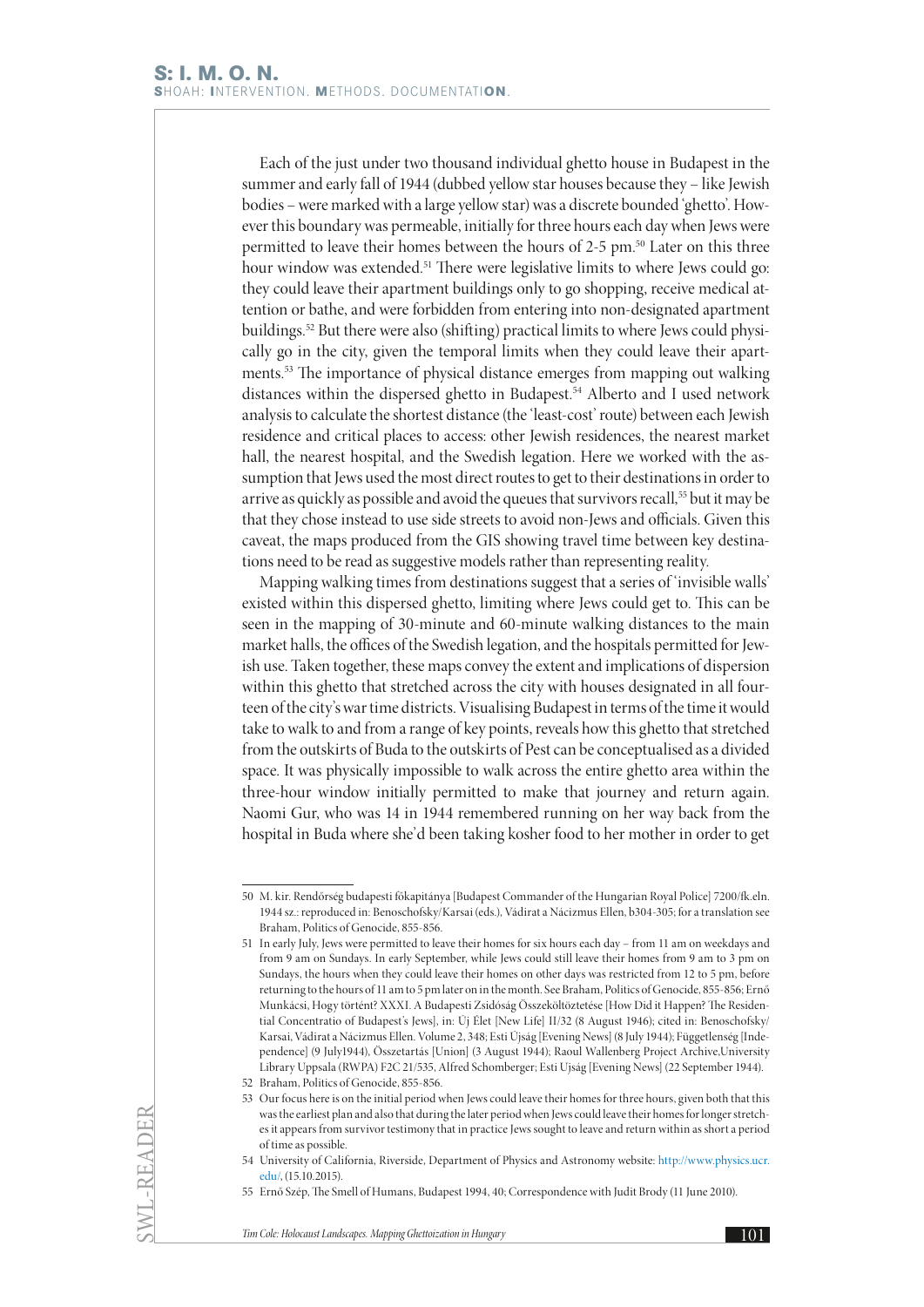Each of the just under two thousand individual ghetto house in Budapest in the summer and early fall of 1944 (dubbed yellow star houses because they – like Jewish bodies – were marked with a large yellow star) was a discrete bounded 'ghetto'. However this boundary was permeable, initially for three hours each day when Jews were permitted to leave their homes between the hours of 2-5 pm.[50] Later on this three hour window was extended.[51] There were legislative limits to where Jews could go: they could leave their apartment buildings only to go shopping, receive medical attention or bathe, and were forbidden from entering into non-designated apartment buildings.[52] But there were also (shifting) practical limits to where Jews could physically go in the city, given the temporal limits when they could leave their apartments.[53] The importance of physical distance emerges from mapping out walking distances within the dispersed ghetto in Budapest.[54] Alberto and I used network analysis to calculate the shortest distance (the 'least-cost' route) between each Jewish residence and critical places to access: other Jewish residences, the nearest market hall, the nearest hospital, and the Swedish legation. Here we worked with the assumption that Jews used the most direct routes to get to their destinations in order to arrive as quickly as possible and avoid the queues that survivors recall,[55] but it may be that they chose instead to use side streets to avoid non-Jews and officials. Given this caveat, the maps produced from the GIS showing travel time between key destinations need to be read as suggestive models rather than representing reality.

Mapping walking times from destinations suggest that a series of 'invisible walls' existed within this dispersed ghetto, limiting where Jews could get to. This can be seen in the mapping of 30-minute and 60-minute walking distances to the main market halls, the offices of the Swedish legation, and the hospitals permitted for Jewish use. Taken together, these maps convey the extent and implications of dispersion within this ghetto that stretched across the city with houses designated in all fourteen of the city's war time districts. Visualising Budapest in terms of the time it would take to walk to and from a range of key points, reveals how this ghetto that stretched from the outskirts of Buda to the outskirts of Pest can be conceptualised as a divided space. It was physically impossible to walk across the entire ghetto area within the three-hour window initially permitted to make that journey and return again. Naomi Gur, who was 14 in 1944 remembered running on her way back from the hospital in Buda where she'd been taking kosher food to her mother in order to get

---

50 M. kir. Rendőrség budapesti főkapitánya [Budapest Commander of the Hungarian Royal Police] 7200/fk.eln. 1944 sz.: reproduced in: Benoschofsky/Karsai (eds.), Vádirat a Nácizmus Ellen, b304-305; for a translation see Braham, Politics of Genocide, 855-856.

51 In early July, Jews were permitted to leave their homes for six hours each day – from 11 am on weekdays and from 9 am on Sundays. In early September, while Jews could still leave their homes from 9 am to 3 pm on Sundays, the hours when they could leave their homes on other days was restricted from 12 to 5 pm, before returning to the hours of 11 am to 5 pm later on in the month. See Braham, Politics of Genocide, 855-856; Ernő Munkácsi, Hogy történt? XXXI. A Budapesti Zsidóság Összeköltöztetése [How Did it Happen? The Residential Concentratio of Budapest's Jews], in: Új Élet [New Life] II/32 (8 August 1946); cited in: Benoschofsky/Karsai, Vádirat a Nácizmus Ellen. Volume 2, 348; Esti Újság [Evening News] (8 July 1944); Függetlenség [Independence] (9 July1944), Összetartás [Union] (3 August 1944); Raoul Wallenberg Project Archive,University Library Uppsala (RWPA) F2C 21/535, Alfred Schomberger; Esti Ujság [Evening News] (22 September 1944).

52 Braham, Politics of Genocide, 855-856.

53 Our focus here is on the initial period when Jews could leave their homes for three hours, given both that this was the earliest plan and also that during the later period when Jews could leave their homes for longer stretches it appears from survivor testimony that in practice Jews sought to leave and return within as short a period of time as possible.

54 University of California, Riverside, Department of Physics and Astronomy website: http://www.physics.ucr.edu/, (15.10.2015).

55 Ernő Szép, The Smell of Humans, Budapest 1994, 40; Correspondence with Judit Brody (11 June 2010).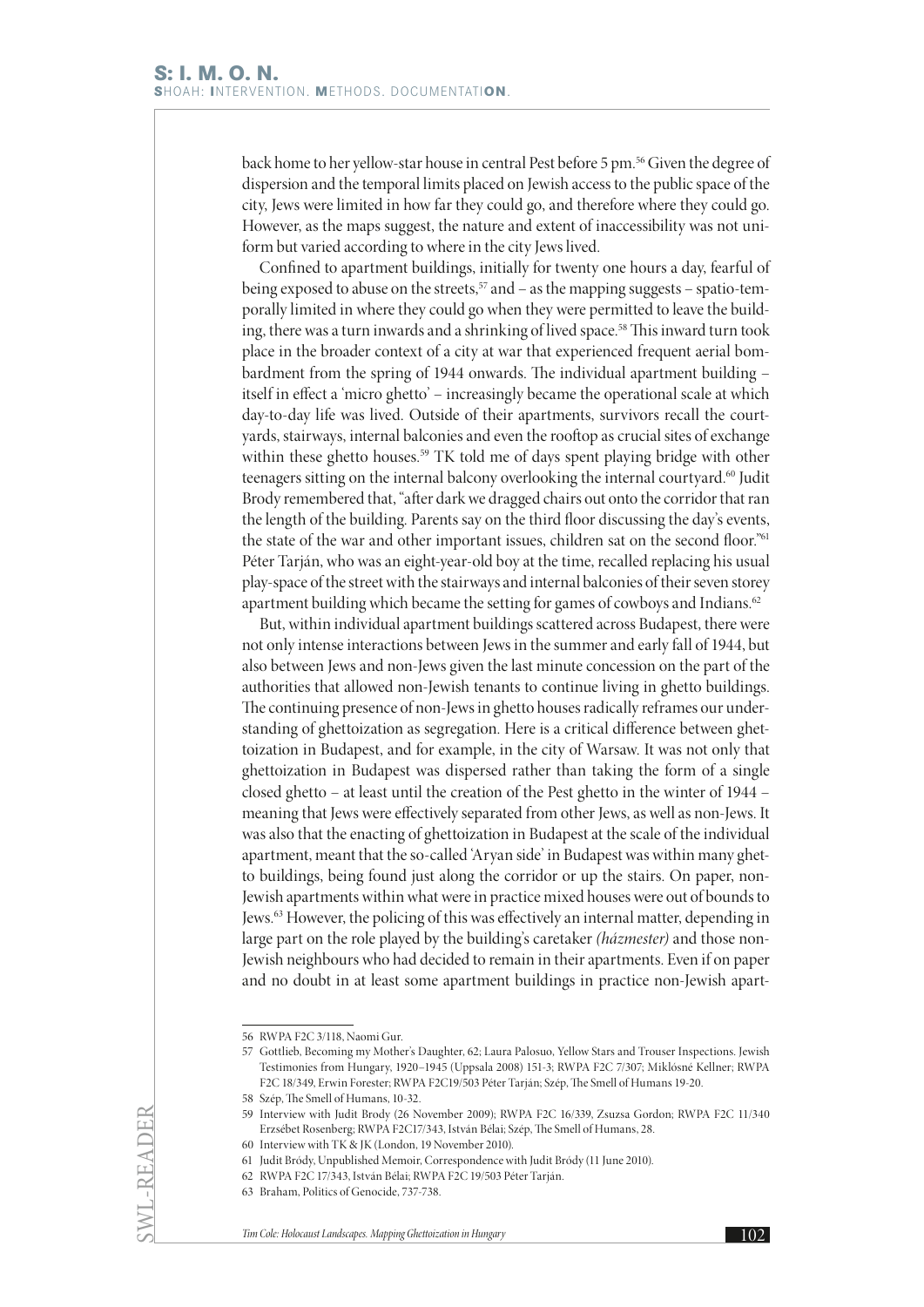back home to her yellow-star house in central Pest before 5 pm.[56] Given the degree of dispersion and the temporal limits placed on Jewish access to the public space of the city, Jews were limited in how far they could go, and therefore where they could go. However, as the maps suggest, the nature and extent of inaccessibility was not uniform but varied according to where in the city Jews lived.

Confined to apartment buildings, initially for twenty one hours a day, fearful of being exposed to abuse on the streets,[57] and – as the mapping suggests – spatio-temporally limited in where they could go when they were permitted to leave the building, there was a turn inwards and a shrinking of lived space.[58] This inward turn took place in the broader context of a city at war that experienced frequent aerial bombardment from the spring of 1944 onwards. The individual apartment building – itself in effect a 'micro ghetto' – increasingly became the operational scale at which day-to-day life was lived. Outside of their apartments, survivors recall the courtyards, stairways, internal balconies and even the rooftop as crucial sites of exchange within these ghetto houses.[59] TK told me of days spent playing bridge with other teenagers sitting on the internal balcony overlooking the internal courtyard.[60] Judit Brody remembered that, "after dark we dragged chairs out onto the corridor that ran the length of the building. Parents say on the third floor discussing the day's events, the state of the war and other important issues, children sat on the second floor."[61] Péter Tarján, who was an eight-year-old boy at the time, recalled replacing his usual play-space of the street with the stairways and internal balconies of their seven storey apartment building which became the setting for games of cowboys and Indians.[62]

But, within individual apartment buildings scattered across Budapest, there were not only intense interactions between Jews in the summer and early fall of 1944, but also between Jews and non-Jews given the last minute concession on the part of the authorities that allowed non-Jewish tenants to continue living in ghetto buildings. The continuing presence of non-Jews in ghetto houses radically reframes our understanding of ghettoization as segregation. Here is a critical difference between ghettoization in Budapest, and for example, in the city of Warsaw. It was not only that ghettoization in Budapest was dispersed rather than taking the form of a single closed ghetto – at least until the creation of the Pest ghetto in the winter of 1944 – meaning that Jews were effectively separated from other Jews, as well as non-Jews. It was also that the enacting of ghettoization in Budapest at the scale of the individual apartment, meant that the so-called 'Aryan side' in Budapest was within many ghetto buildings, being found just along the corridor or up the stairs. On paper, non-Jewish apartments within what were in practice mixed houses were out of bounds to Jews.[63] However, the policing of this was effectively an internal matter, depending in large part on the role played by the building's caretaker *(házmester)* and those non-Jewish neighbours who had decided to remain in their apartments. Even if on paper and no doubt in at least some apartment buildings in practice non-Jewish apart-

---

56 RWPA F2C 3/118, Naomi Gur.

57 Gottlieb, Becoming my Mother's Daughter, 62; Laura Palosuo, Yellow Stars and Trouser Inspections. Jewish Testimonies from Hungary, 1920–1945 (Uppsala 2008) 151-3; RWPA F2C 7/307; Miklósné Kellner; RWPA F2C 18/349, Erwin Forester; RWPA F2C19/503 Péter Tarján; Szép, The Smell of Humans 19-20.

58 Szép, The Smell of Humans, 10-32.

59 Interview with Judit Brody (26 November 2009); RWPA F2C 16/339, Zsuzsa Gordon; RWPA F2C 11/340 Erzsébet Rosenberg; RWPA F2C17/343, István Bélai; Szép, The Smell of Humans, 28.

60 Interview with TK & JK (London, 19 November 2010).

61 Judit Bródy, Unpublished Memoir, Correspondence with Judit Bródy (11 June 2010).

62 RWPA F2C 17/343, István Bélai; RWPA F2C 19/503 Péter Tarján.

63 Braham, Politics of Genocide, 737-738.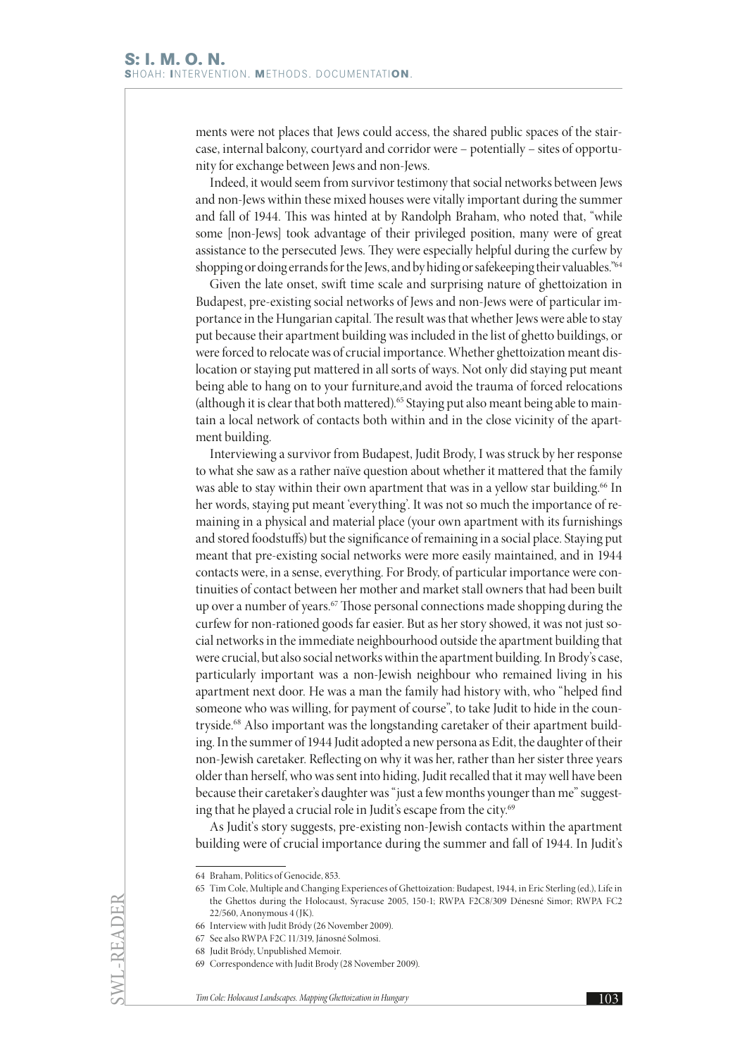ments were not places that Jews could access, the shared public spaces of the staircase, internal balcony, courtyard and corridor were – potentially – sites of opportunity for exchange between Jews and non-Jews.

Indeed, it would seem from survivor testimony that social networks between Jews and non-Jews within these mixed houses were vitally important during the summer and fall of 1944. This was hinted at by Randolph Braham, who noted that, "while some [non-Jews] took advantage of their privileged position, many were of great assistance to the persecuted Jews. They were especially helpful during the curfew by shopping or doing errands for the Jews, and by hiding or safekeeping their valuables."[64]

Given the late onset, swift time scale and surprising nature of ghettoization in Budapest, pre-existing social networks of Jews and non-Jews were of particular importance in the Hungarian capital. The result was that whether Jews were able to stay put because their apartment building was included in the list of ghetto buildings, or were forced to relocate was of crucial importance. Whether ghettoization meant dislocation or staying put mattered in all sorts of ways. Not only did staying put meant being able to hang on to your furniture,and avoid the trauma of forced relocations (although it is clear that both mattered).[65] Staying put also meant being able to maintain a local network of contacts both within and in the close vicinity of the apartment building.

Interviewing a survivor from Budapest, Judit Brody, I was struck by her response to what she saw as a rather naïve question about whether it mattered that the family was able to stay within their own apartment that was in a yellow star building.[66] In her words, staying put meant 'everything'. It was not so much the importance of remaining in a physical and material place (your own apartment with its furnishings and stored foodstuffs) but the significance of remaining in a social place. Staying put meant that pre-existing social networks were more easily maintained, and in 1944 contacts were, in a sense, everything. For Brody, of particular importance were continuities of contact between her mother and market stall owners that had been built up over a number of years.[67] Those personal connections made shopping during the curfew for non-rationed goods far easier. But as her story showed, it was not just social networks in the immediate neighbourhood outside the apartment building that were crucial, but also social networks within the apartment building. In Brody's case, particularly important was a non-Jewish neighbour who remained living in his apartment next door. He was a man the family had history with, who "helped find someone who was willing, for payment of course", to take Judit to hide in the countryside.[68] Also important was the longstanding caretaker of their apartment building. In the summer of 1944 Judit adopted a new persona as Edit, the daughter of their non-Jewish caretaker. Reflecting on why it was her, rather than her sister three years older than herself, who was sent into hiding, Judit recalled that it may well have been because their caretaker's daughter was "just a few months younger than me" suggesting that he played a crucial role in Judit's escape from the city.[69]

As Judit's story suggests, pre-existing non-Jewish contacts within the apartment building were of crucial importance during the summer and fall of 1944. In Judit's

---

64 Braham, Politics of Genocide, 853.

65 Tim Cole, Multiple and Changing Experiences of Ghettoization: Budapest, 1944, in Eric Sterling (ed.), Life in the Ghettos during the Holocaust, Syracuse 2005, 150-1; RWPA F2C8/309 Dénesné Simor; RWPA FC2 22/560, Anonymous 4 (JK).

66 Interview with Judit Bródy (26 November 2009).

67 See also RWPA F2C 11/319, Jánosné Solmosi.

68 Judit Bródy, Unpublished Memoir.

69 Correspondence with Judit Brody (28 November 2009).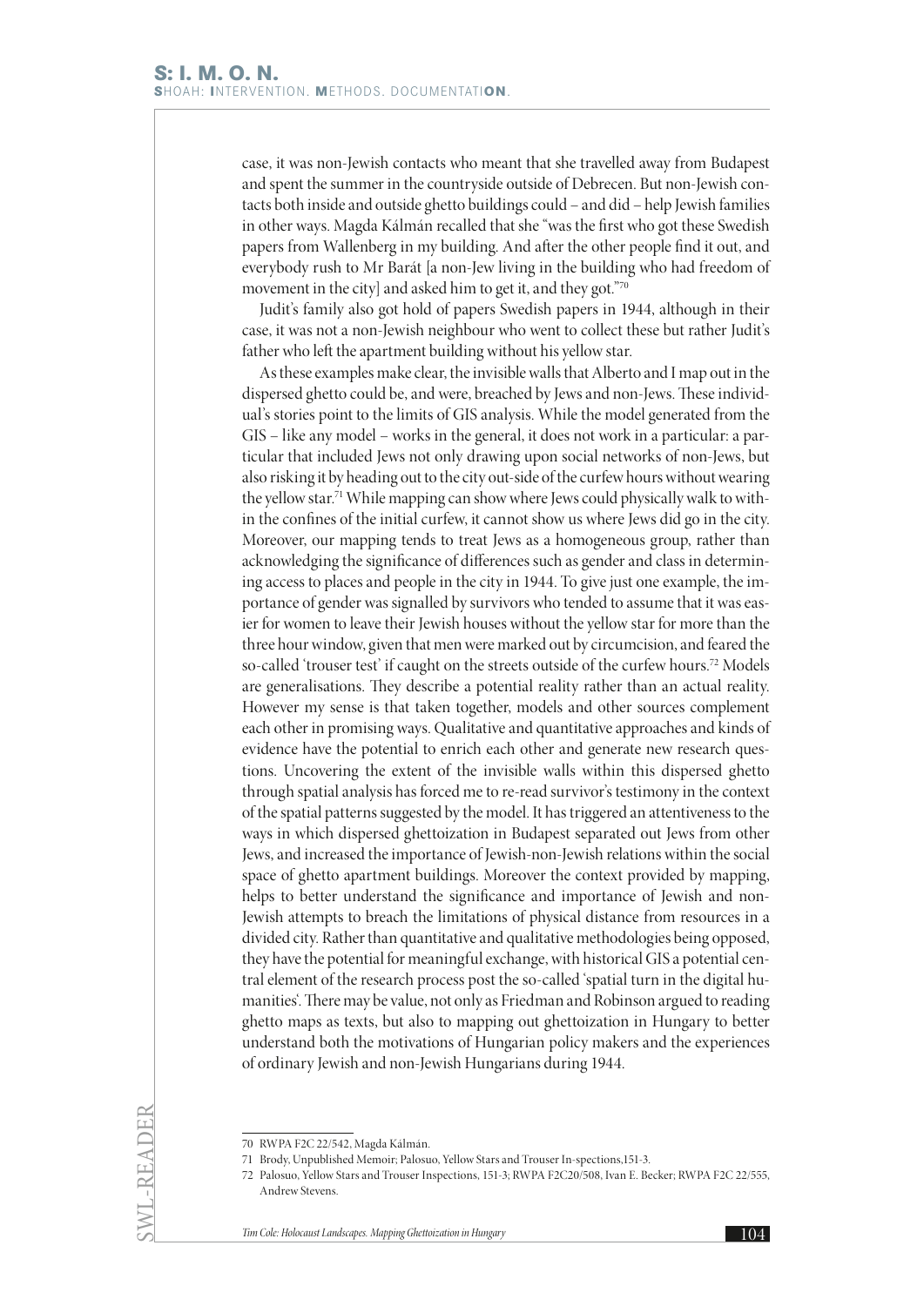case, it was non-Jewish contacts who meant that she travelled away from Budapest and spent the summer in the countryside outside of Debrecen. But non-Jewish contacts both inside and outside ghetto buildings could – and did – help Jewish families in other ways. Magda Kálmán recalled that she "was the first who got these Swedish papers from Wallenberg in my building. And after the other people find it out, and everybody rush to Mr Barát [a non-Jew living in the building who had freedom of movement in the city] and asked him to get it, and they got."[70]

Judit's family also got hold of papers Swedish papers in 1944, although in their case, it was not a non-Jewish neighbour who went to collect these but rather Judit's father who left the apartment building without his yellow star.

As these examples make clear, the invisible walls that Alberto and I map out in the dispersed ghetto could be, and were, breached by Jews and non-Jews. These individual's stories point to the limits of GIS analysis. While the model generated from the GIS – like any model – works in the general, it does not work in a particular: a particular that included Jews not only drawing upon social networks of non-Jews, but also risking it by heading out to the city out-side of the curfew hours without wearing the yellow star.[71] While mapping can show where Jews could physically walk to within the confines of the initial curfew, it cannot show us where Jews did go in the city. Moreover, our mapping tends to treat Jews as a homogeneous group, rather than acknowledging the significance of differences such as gender and class in determining access to places and people in the city in 1944. To give just one example, the importance of gender was signalled by survivors who tended to assume that it was easier for women to leave their Jewish houses without the yellow star for more than the three hour window, given that men were marked out by circumcision, and feared the so-called 'trouser test' if caught on the streets outside of the curfew hours.[72] Models are generalisations. They describe a potential reality rather than an actual reality. However my sense is that taken together, models and other sources complement each other in promising ways. Qualitative and quantitative approaches and kinds of evidence have the potential to enrich each other and generate new research questions. Uncovering the extent of the invisible walls within this dispersed ghetto through spatial analysis has forced me to re-read survivor's testimony in the context of the spatial patterns suggested by the model. It has triggered an attentiveness to the ways in which dispersed ghettoization in Budapest separated out Jews from other Jews, and increased the importance of Jewish-non-Jewish relations within the social space of ghetto apartment buildings. Moreover the context provided by mapping, helps to better understand the significance and importance of Jewish and non-Jewish attempts to breach the limitations of physical distance from resources in a divided city. Rather than quantitative and qualitative methodologies being opposed, they have the potential for meaningful exchange, with historical GIS a potential central element of the research process post the so-called 'spatial turn in the digital humanities'. There may be value, not only as Friedman and Robinson argued to reading ghetto maps as texts, but also to mapping out ghettoization in Hungary to better understand both the motivations of Hungarian policy makers and the experiences of ordinary Jewish and non-Jewish Hungarians during 1944.

---

70 RWPA F2C 22/542, Magda Kálmán.

71 Brody, Unpublished Memoir; Palosuo, Yellow Stars and Trouser In-spections,151-3.

72 Palosuo, Yellow Stars and Trouser Inspections, 151-3; RWPA F2C20/508, Ivan E. Becker; RWPA F2C 22/555, Andrew Stevens.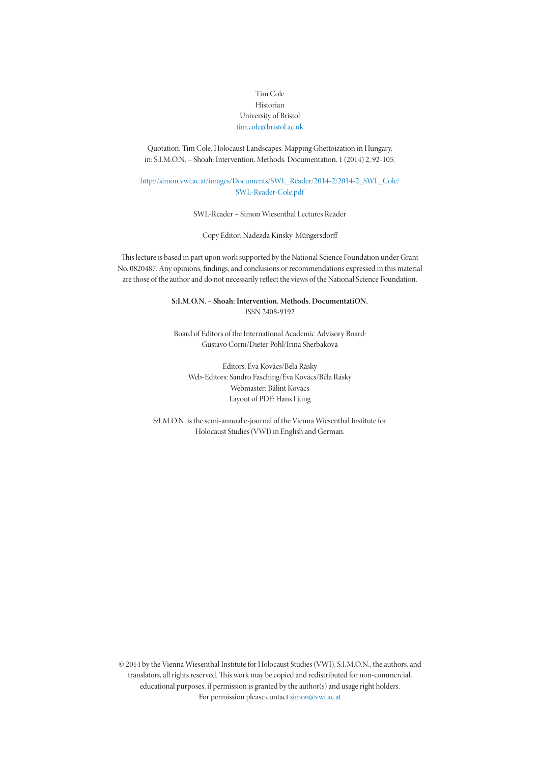Tim Cole
Historian
University of Bristol
tim.cole@bristol.ac.uk

Quotation: Tim Cole, Holocaust Landscapes. Mapping Ghettoization in Hungary, in: S:I.M.O.N. – Shoah: Intervention. Methods. Documentation. 1 (2014) 2, 92-105.

http://simon.vwi.ac.at/images/Documents/SWL_Reader/2014-2/2014-2_SWL_Cole/SWL-Reader-Cole.pdf

SWL-Reader – Simon Wiesenthal Lectures Reader

Copy Editor: Nadezda Kinsky-Müngersdorff

This lecture is based in part upon work supported by the National Science Foundation under Grant No. 0820487. Any opinions, findings, and conclusions or recommendations expressed in this material are those of the author and do not necessarily reflect the views of the National Science Foundation.

**S:I.M.O.N. – Shoah: Intervention. Methods. DocumentatiON.**
ISSN 2408-9192

Board of Editors of the International Academic Advisory Board:
Gustavo Corni/Dieter Pohl/Irina Sherbakova

Editors: Éva Kovács/Béla Rásky
Web-Editors: Sandro Fasching/Éva Kovács/Béla Rásky
Webmaster: Bálint Kovács
Layout of PDF: Hans Ljung

S:I.M.O.N. is the semi-annual e-journal of the Vienna Wiesenthal Institute for Holocaust Studies (VWI) in English and German.

© 2014 by the Vienna Wiesenthal Institute for Holocaust Studies (VWI), S:I.M.O.N., the authors, and translators, all rights reserved. This work may be copied and redistributed for non-commercial, educational purposes, if permission is granted by the author(s) and usage right holders. For permission please contact simon@vwi.ac.at